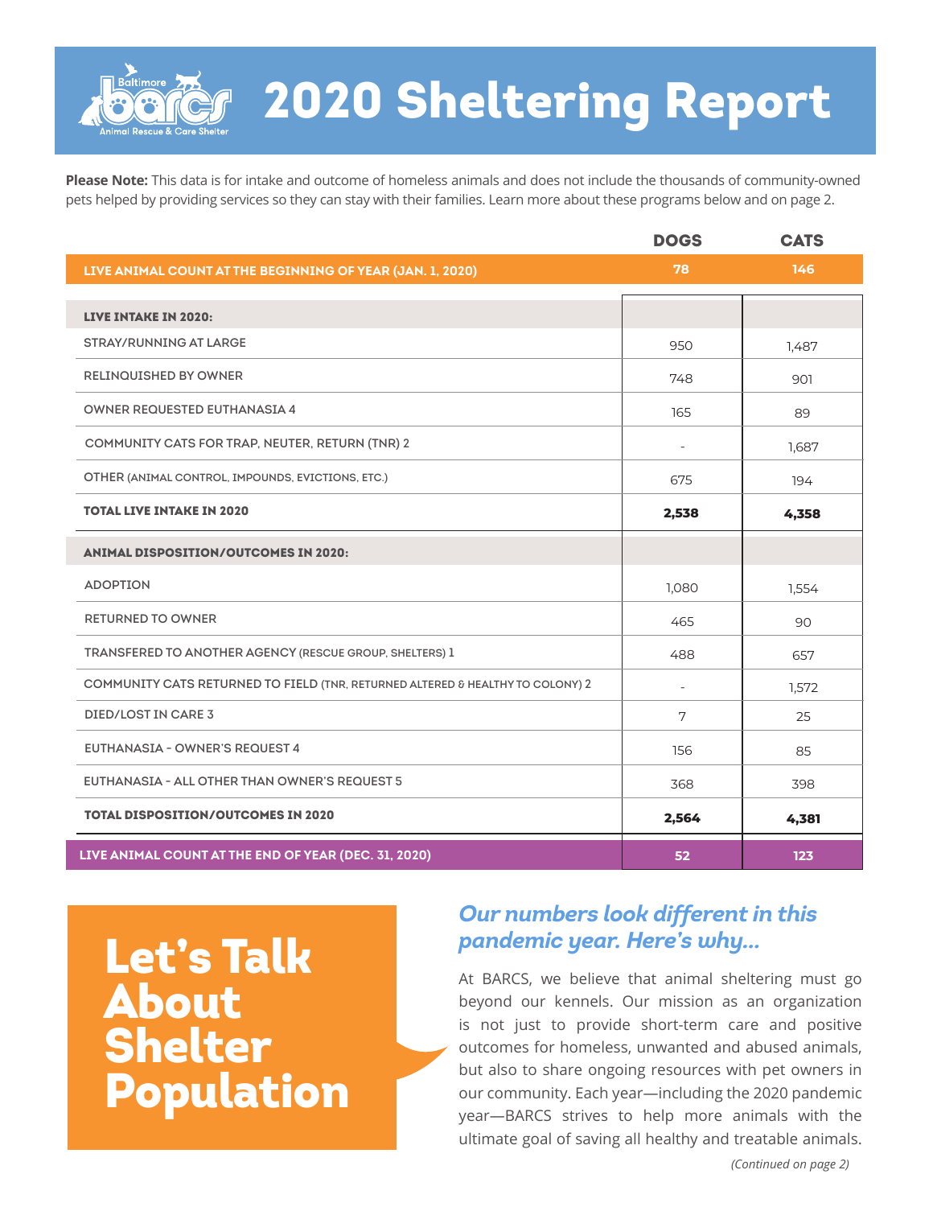# 2020 Sheltering Report

**Please Note:** This data is for intake and outcome of homeless animals and does not include the thousands of community-owned pets helped by providing services so they can stay with their families. Learn more about these programs below and on page 2.

| | DOGS | CATS |
|---|---|---|
| **LIVE ANIMAL COUNT AT THE BEGINNING OF YEAR (JAN. 1, 2020)** | **78** | **146** |
| **LIVE INTAKE IN 2020:** | | |
| STRAY/RUNNING AT LARGE | 950 | 1,487 |
| RELINQUISHED BY OWNER | 748 | 901 |
| OWNER REQUESTED EUTHANASIA 4 | 165 | 89 |
| COMMUNITY CATS FOR TRAP, NEUTER, RETURN (TNR) 2 | - | 1,687 |
| OTHER (ANIMAL CONTROL, IMPOUNDS, EVICTIONS, ETC.) | 675 | 194 |
| **TOTAL LIVE INTAKE IN 2020** | **2,538** | **4,358** |
| **ANIMAL DISPOSITION/OUTCOMES IN 2020:** | | |
| ADOPTION | 1,080 | 1,554 |
| RETURNED TO OWNER | 465 | 90 |
| TRANSFERED TO ANOTHER AGENCY (RESCUE GROUP, SHELTERS) 1 | 488 | 657 |
| COMMUNITY CATS RETURNED TO FIELD (TNR, RETURNED ALTERED & HEALTHY TO COLONY) 2 | - | 1,572 |
| DIED/LOST IN CARE 3 | 7 | 25 |
| EUTHANASIA - OWNER'S REQUEST 4 | 156 | 85 |
| EUTHANASIA - ALL OTHER THAN OWNER'S REQUEST 5 | 368 | 398 |
| **TOTAL DISPOSITION/OUTCOMES IN 2020** | **2,564** | **4,381** |
| **LIVE ANIMAL COUNT AT THE END OF YEAR (DEC. 31, 2020)** | **52** | **123** |

## Let's Talk About Shelter Population

### *Our numbers look different in this pandemic year. Here's why...*

At BARCS, we believe that animal sheltering must go beyond our kennels. Our mission as an organization is not just to provide short-term care and positive outcomes for homeless, unwanted and abused animals, but also to share ongoing resources with pet owners in our community. Each year—including the 2020 pandemic year—BARCS strives to help more animals with the ultimate goal of saving all healthy and treatable animals.

*(Continued on page 2)*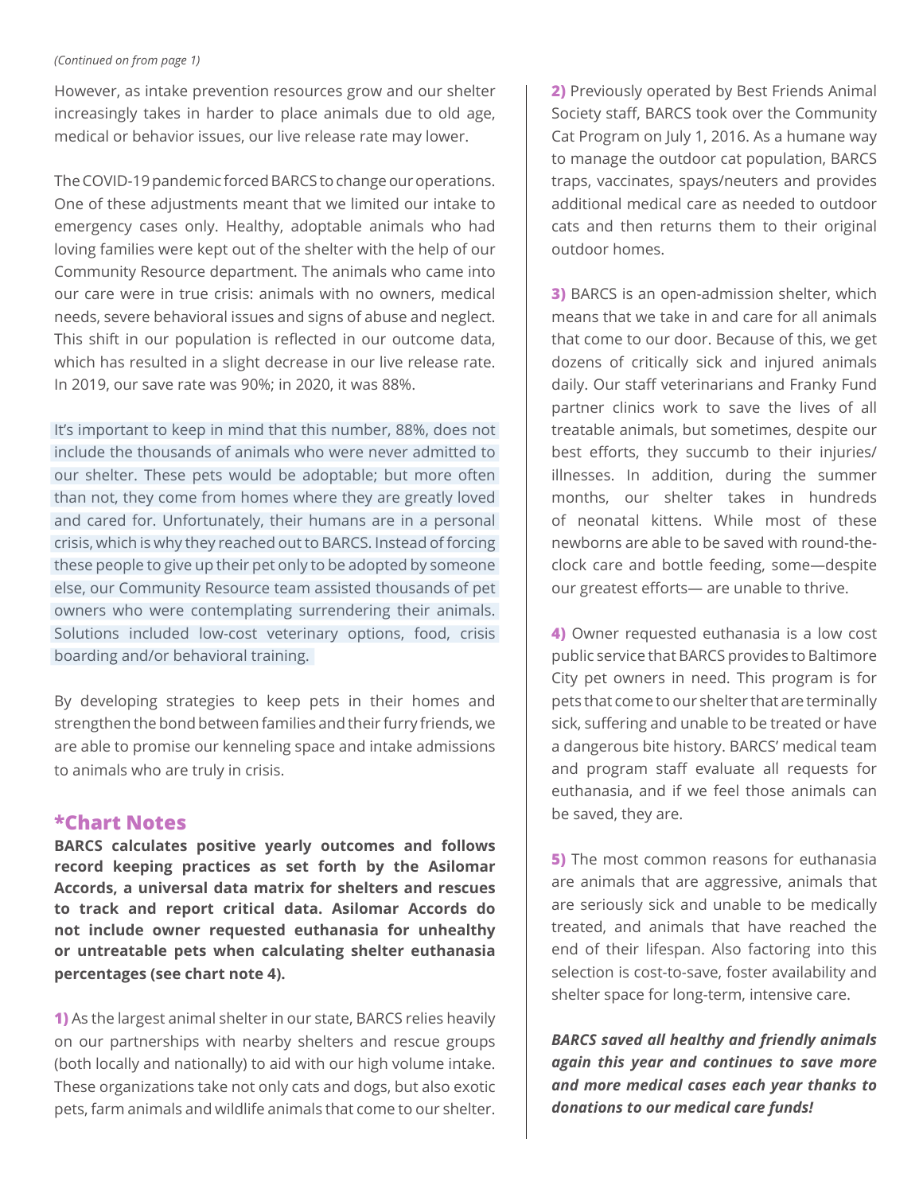*(Continued on from page 1)*

However, as intake prevention resources grow and our shelter increasingly takes in harder to place animals due to old age, medical or behavior issues, our live release rate may lower.

The COVID-19 pandemic forced BARCS to change our operations. One of these adjustments meant that we limited our intake to emergency cases only. Healthy, adoptable animals who had loving families were kept out of the shelter with the help of our Community Resource department. The animals who came into our care were in true crisis: animals with no owners, medical needs, severe behavioral issues and signs of abuse and neglect. This shift in our population is reflected in our outcome data, which has resulted in a slight decrease in our live release rate. In 2019, our save rate was 90%; in 2020, it was 88%.

It's important to keep in mind that this number, 88%, does not include the thousands of animals who were never admitted to our shelter. These pets would be adoptable; but more often than not, they come from homes where they are greatly loved and cared for. Unfortunately, their humans are in a personal crisis, which is why they reached out to BARCS. Instead of forcing these people to give up their pet only to be adopted by someone else, our Community Resource team assisted thousands of pet owners who were contemplating surrendering their animals. Solutions included low-cost veterinary options, food, crisis boarding and/or behavioral training.

By developing strategies to keep pets in their homes and strengthen the bond between families and their furry friends, we are able to promise our kenneling space and intake admissions to animals who are truly in crisis.

## *Chart Notes

**BARCS calculates positive yearly outcomes and follows record keeping practices as set forth by the Asilomar Accords, a universal data matrix for shelters and rescues to track and report critical data. Asilomar Accords do not include owner requested euthanasia for unhealthy or untreatable pets when calculating shelter euthanasia percentages (see chart note 4).**

**1)** As the largest animal shelter in our state, BARCS relies heavily on our partnerships with nearby shelters and rescue groups (both locally and nationally) to aid with our high volume intake. These organizations take not only cats and dogs, but also exotic pets, farm animals and wildlife animals that come to our shelter.

**2)** Previously operated by Best Friends Animal Society staff, BARCS took over the Community Cat Program on July 1, 2016. As a humane way to manage the outdoor cat population, BARCS traps, vaccinates, spays/neuters and provides additional medical care as needed to outdoor cats and then returns them to their original outdoor homes.

**3)** BARCS is an open-admission shelter, which means that we take in and care for all animals that come to our door. Because of this, we get dozens of critically sick and injured animals daily. Our staff veterinarians and Franky Fund partner clinics work to save the lives of all treatable animals, but sometimes, despite our best efforts, they succumb to their injuries/illnesses. In addition, during the summer months, our shelter takes in hundreds of neonatal kittens. While most of these newborns are able to be saved with round-the-clock care and bottle feeding, some—despite our greatest efforts— are unable to thrive.

**4)** Owner requested euthanasia is a low cost public service that BARCS provides to Baltimore City pet owners in need. This program is for pets that come to our shelter that are terminally sick, suffering and unable to be treated or have a dangerous bite history. BARCS' medical team and program staff evaluate all requests for euthanasia, and if we feel those animals can be saved, they are.

**5)** The most common reasons for euthanasia are animals that are aggressive, animals that are seriously sick and unable to be medically treated, and animals that have reached the end of their lifespan. Also factoring into this selection is cost-to-save, foster availability and shelter space for long-term, intensive care.

***BARCS saved all healthy and friendly animals again this year and continues to save more and more medical cases each year thanks to donations to our medical care funds!***